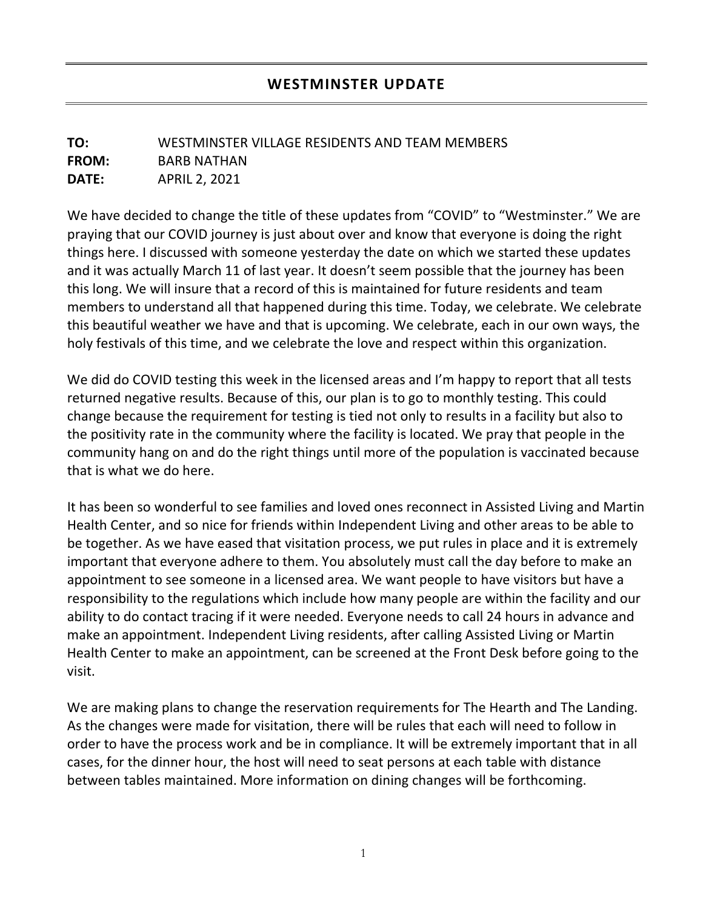# WESTMINSTER UPDATE

**TO:** WESTMINSTER VILLAGE RESIDENTS AND TEAM MEMBERS
**FROM:** BARB NATHAN
**DATE:** APRIL 2, 2021

We have decided to change the title of these updates from "COVID" to "Westminster." We are praying that our COVID journey is just about over and know that everyone is doing the right things here. I discussed with someone yesterday the date on which we started these updates and it was actually March 11 of last year. It doesn't seem possible that the journey has been this long. We will insure that a record of this is maintained for future residents and team members to understand all that happened during this time. Today, we celebrate. We celebrate this beautiful weather we have and that is upcoming. We celebrate, each in our own ways, the holy festivals of this time, and we celebrate the love and respect within this organization.

We did do COVID testing this week in the licensed areas and I'm happy to report that all tests returned negative results. Because of this, our plan is to go to monthly testing. This could change because the requirement for testing is tied not only to results in a facility but also to the positivity rate in the community where the facility is located. We pray that people in the community hang on and do the right things until more of the population is vaccinated because that is what we do here.

It has been so wonderful to see families and loved ones reconnect in Assisted Living and Martin Health Center, and so nice for friends within Independent Living and other areas to be able to be together. As we have eased that visitation process, we put rules in place and it is extremely important that everyone adhere to them. You absolutely must call the day before to make an appointment to see someone in a licensed area. We want people to have visitors but have a responsibility to the regulations which include how many people are within the facility and our ability to do contact tracing if it were needed. Everyone needs to call 24 hours in advance and make an appointment. Independent Living residents, after calling Assisted Living or Martin Health Center to make an appointment, can be screened at the Front Desk before going to the visit.

We are making plans to change the reservation requirements for The Hearth and The Landing. As the changes were made for visitation, there will be rules that each will need to follow in order to have the process work and be in compliance. It will be extremely important that in all cases, for the dinner hour, the host will need to seat persons at each table with distance between tables maintained. More information on dining changes will be forthcoming.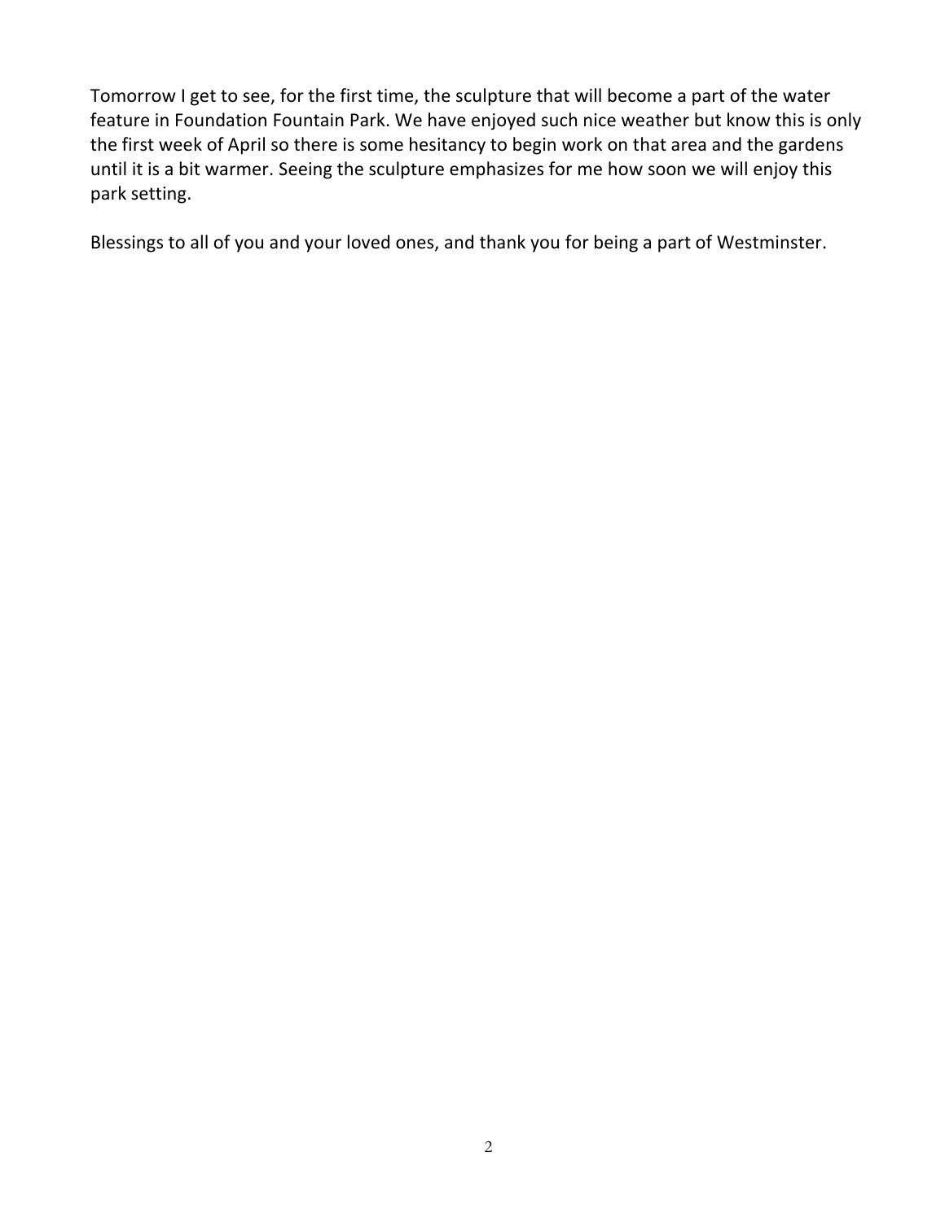Tomorrow I get to see, for the first time, the sculpture that will become a part of the water feature in Foundation Fountain Park. We have enjoyed such nice weather but know this is only the first week of April so there is some hesitancy to begin work on that area and the gardens until it is a bit warmer. Seeing the sculpture emphasizes for me how soon we will enjoy this park setting.

Blessings to all of you and your loved ones, and thank you for being a part of Westminster.